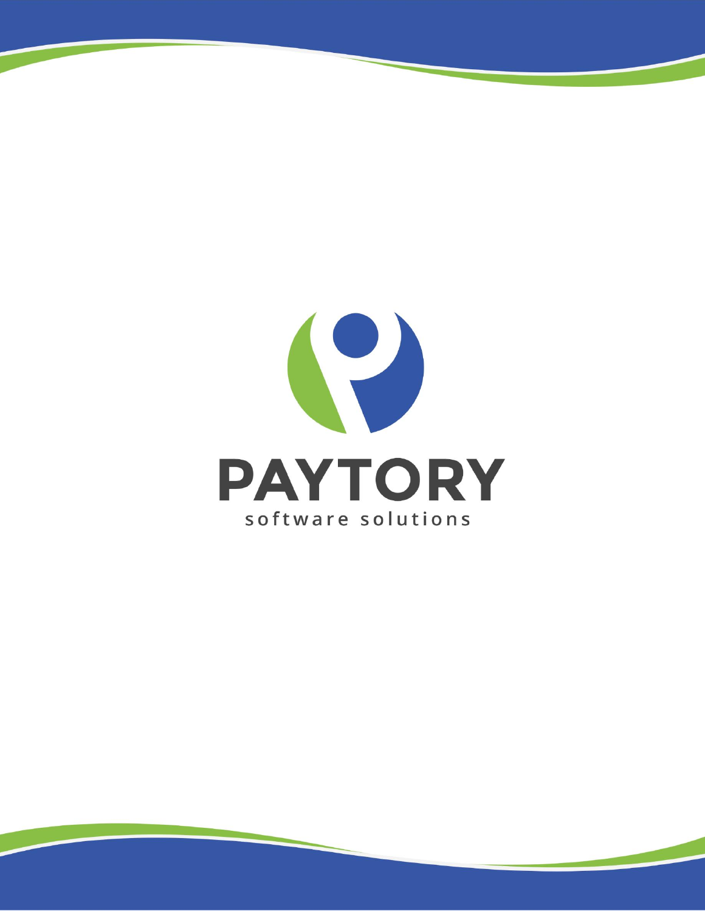# PAYTORY

software solutions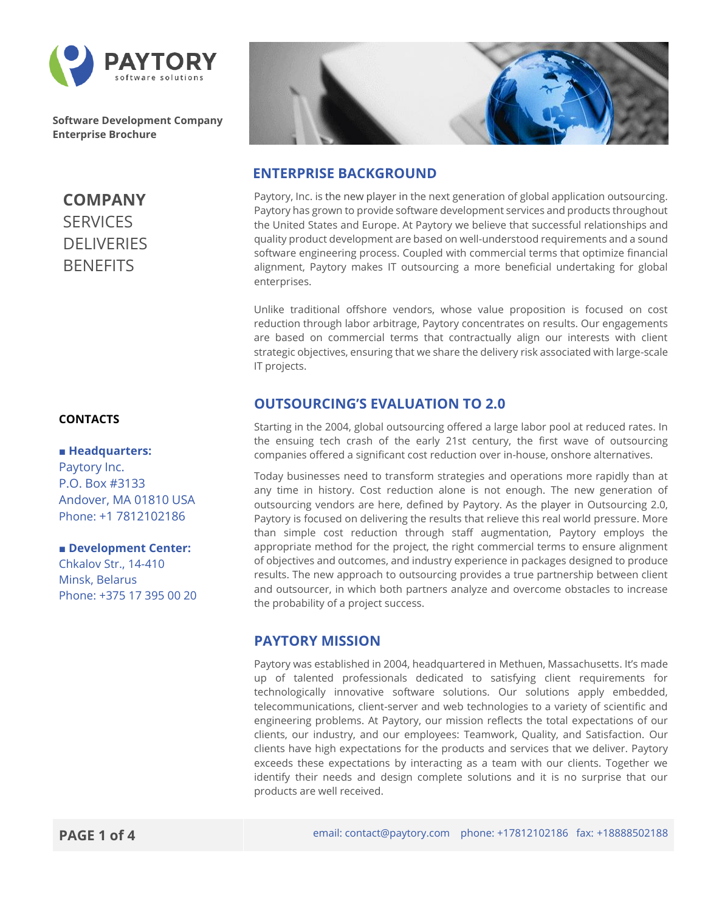**Software Development Company**
**Enterprise Brochure**

**COMPANY**
SERVICES
DELIVERIES
BENEFITS

## ENTERPRISE BACKGROUND

Paytory, Inc. is the new player in the next generation of global application outsourcing. Paytory has grown to provide software development services and products throughout the United States and Europe. At Paytory we believe that successful relationships and quality product development are based on well-understood requirements and a sound software engineering process. Coupled with commercial terms that optimize financial alignment, Paytory makes IT outsourcing a more beneficial undertaking for global enterprises.

Unlike traditional offshore vendors, whose value proposition is focused on cost reduction through labor arbitrage, Paytory concentrates on results. Our engagements are based on commercial terms that contractually align our interests with client strategic objectives, ensuring that we share the delivery risk associated with large-scale IT projects.

## OUTSOURCING'S EVALUATION TO 2.0

Starting in the 2004, global outsourcing offered a large labor pool at reduced rates. In the ensuing tech crash of the early 21st century, the first wave of outsourcing companies offered a significant cost reduction over in-house, onshore alternatives.

Today businesses need to transform strategies and operations more rapidly than at any time in history. Cost reduction alone is not enough. The new generation of outsourcing vendors are here, defined by Paytory. As the player in Outsourcing 2.0, Paytory is focused on delivering the results that relieve this real world pressure. More than simple cost reduction through staff augmentation, Paytory employs the appropriate method for the project, the right commercial terms to ensure alignment of objectives and outcomes, and industry experience in packages designed to produce results. The new approach to outsourcing provides a true partnership between client and outsourcer, in which both partners analyze and overcome obstacles to increase the probability of a project success.

## PAYTORY MISSION

Paytory was established in 2004, headquartered in Methuen, Massachusetts. It's made up of talented professionals dedicated to satisfying client requirements for technologically innovative software solutions. Our solutions apply embedded, telecommunications, client-server and web technologies to a variety of scientific and engineering problems. At Paytory, our mission reflects the total expectations of our clients, our industry, and our employees: Teamwork, Quality, and Satisfaction. Our clients have high expectations for the products and services that we deliver. Paytory exceeds these expectations by interacting as a team with our clients. Together we identify their needs and design complete solutions and it is no surprise that our products are well received.

**CONTACTS**

**■ Headquarters:**
Paytory Inc.
P.O. Box #3133
Andover, MA 01810 USA
Phone: +1 7812102186

**■ Development Center:**
Chkalov Str., 14-410
Minsk, Belarus
Phone: +375 17 395 00 20

email: contact@paytory.com phone: +17812102186 fax: +18888502188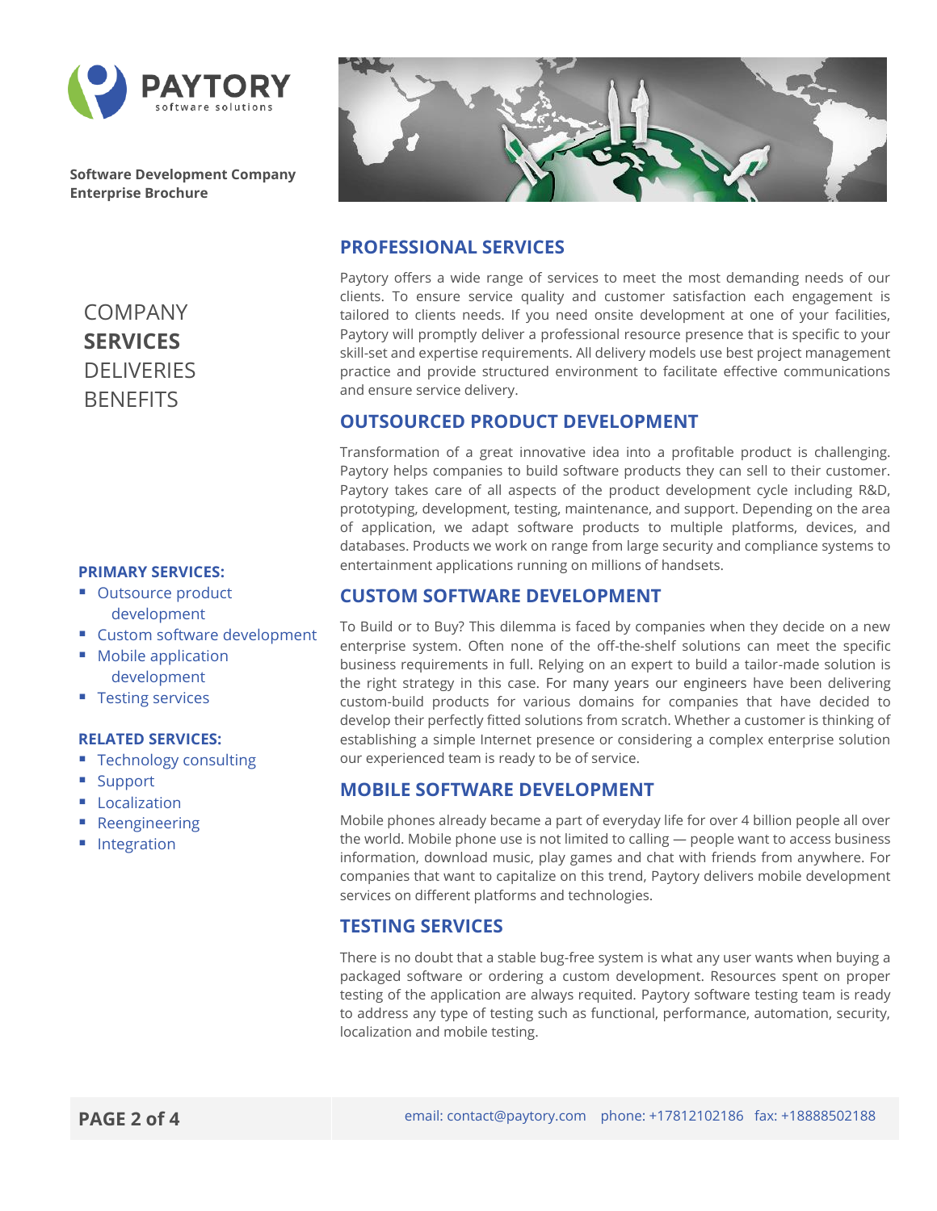PAYTORY
software solutions

**Software Development Company**
**Enterprise Brochure**

COMPANY
**SERVICES**
DELIVERIES
BENEFITS

**PRIMARY SERVICES:**

- Outsource product development
- Custom software development
- Mobile application development
- Testing services

**RELATED SERVICES:**

- Technology consulting
- Support
- Localization
- Reengineering
- Integration

## PROFESSIONAL SERVICES

Paytory offers a wide range of services to meet the most demanding needs of our clients. To ensure service quality and customer satisfaction each engagement is tailored to clients needs. If you need onsite development at one of your facilities, Paytory will promptly deliver a professional resource presence that is specific to your skill-set and expertise requirements. All delivery models use best project management practice and provide structured environment to facilitate effective communications and ensure service delivery.

## OUTSOURCED PRODUCT DEVELOPMENT

Transformation of a great innovative idea into a profitable product is challenging. Paytory helps companies to build software products they can sell to their customer. Paytory takes care of all aspects of the product development cycle including R&D, prototyping, development, testing, maintenance, and support. Depending on the area of application, we adapt software products to multiple platforms, devices, and databases. Products we work on range from large security and compliance systems to entertainment applications running on millions of handsets.

## CUSTOM SOFTWARE DEVELOPMENT

To Build or to Buy? This dilemma is faced by companies when they decide on a new enterprise system. Often none of the off-the-shelf solutions can meet the specific business requirements in full. Relying on an expert to build a tailor-made solution is the right strategy in this case. For many years our engineers have been delivering custom-build products for various domains for companies that have decided to develop their perfectly fitted solutions from scratch. Whether a customer is thinking of establishing a simple Internet presence or considering a complex enterprise solution our experienced team is ready to be of service.

## MOBILE SOFTWARE DEVELOPMENT

Mobile phones already became a part of everyday life for over 4 billion people all over the world. Mobile phone use is not limited to calling — people want to access business information, download music, play games and chat with friends from anywhere. For companies that want to capitalize on this trend, Paytory delivers mobile development services on different platforms and technologies.

## TESTING SERVICES

There is no doubt that a stable bug-free system is what any user wants when buying a packaged software or ordering a custom development. Resources spent on proper testing of the application are always requited. Paytory software testing team is ready to address any type of testing such as functional, performance, automation, security, localization and mobile testing.

email: contact@paytory.com phone: +17812102186 fax: +18888502188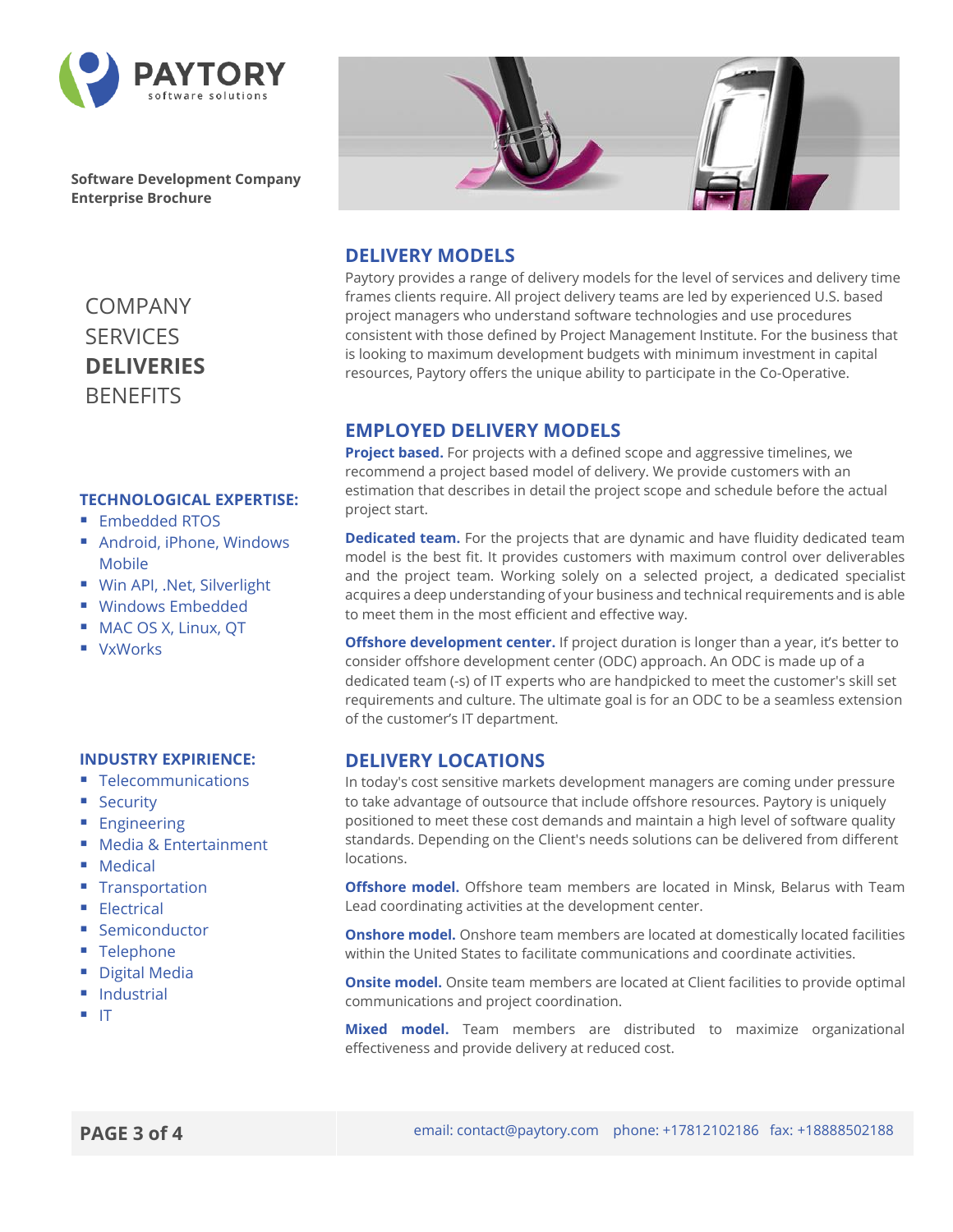**PAYTORY** software solutions

**Software Development Company**
**Enterprise Brochure**

COMPANY
SERVICES
**DELIVERIES**
BENEFITS

## DELIVERY MODELS

Paytory provides a range of delivery models for the level of services and delivery time frames clients require. All project delivery teams are led by experienced U.S. based project managers who understand software technologies and use procedures consistent with those defined by Project Management Institute. For the business that is looking to maximum development budgets with minimum investment in capital resources, Paytory offers the unique ability to participate in the Co-Operative.

## EMPLOYED DELIVERY MODELS

**Project based.** For projects with a defined scope and aggressive timelines, we recommend a project based model of delivery. We provide customers with an estimation that describes in detail the project scope and schedule before the actual project start.

**Dedicated team.** For the projects that are dynamic and have fluidity dedicated team model is the best fit. It provides customers with maximum control over deliverables and the project team. Working solely on a selected project, a dedicated specialist acquires a deep understanding of your business and technical requirements and is able to meet them in the most efficient and effective way.

**Offshore development center.** If project duration is longer than a year, it's better to consider offshore development center (ODC) approach. An ODC is made up of a dedicated team (-s) of IT experts who are handpicked to meet the customer's skill set requirements and culture. The ultimate goal is for an ODC to be a seamless extension of the customer's IT department.

## DELIVERY LOCATIONS

In today's cost sensitive markets development managers are coming under pressure to take advantage of outsource that include offshore resources. Paytory is uniquely positioned to meet these cost demands and maintain a high level of software quality standards. Depending on the Client's needs solutions can be delivered from different locations.

**Offshore model.** Offshore team members are located in Minsk, Belarus with Team Lead coordinating activities at the development center.

**Onshore model.** Onshore team members are located at domestically located facilities within the United States to facilitate communications and coordinate activities.

**Onsite model.** Onsite team members are located at Client facilities to provide optimal communications and project coordination.

**Mixed model.** Team members are distributed to maximize organizational effectiveness and provide delivery at reduced cost.

### TECHNOLOGICAL EXPERTISE:

- Embedded RTOS
- Android, iPhone, Windows Mobile
- Win API, .Net, Silverlight
- Windows Embedded
- MAC OS X, Linux, QT
- VxWorks

### INDUSTRY EXPIRIENCE:

- Telecommunications
- Security
- Engineering
- Media & Entertainment
- Medical
- Transportation
- Electrical
- Semiconductor
- Telephone
- Digital Media
- Industrial
- IT

email: contact@paytory.com phone: +17812102186 fax: +18888502188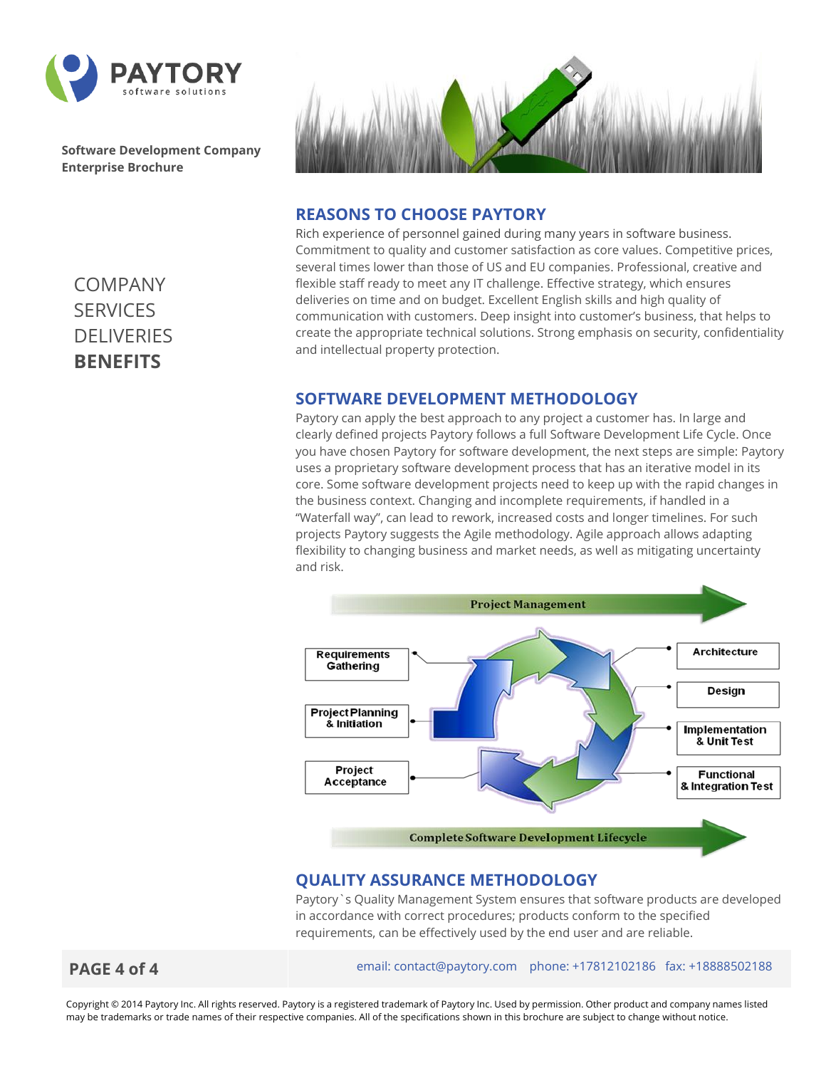# PAYTORY
software solutions

**Software Development Company**
**Enterprise Brochure**

COMPANY
SERVICES
DELIVERIES
**BENEFITS**

## REASONS TO CHOOSE PAYTORY

Rich experience of personnel gained during many years in software business. Commitment to quality and customer satisfaction as core values. Competitive prices, several times lower than those of US and EU companies. Professional, creative and flexible staff ready to meet any IT challenge. Effective strategy, which ensures deliveries on time and on budget. Excellent English skills and high quality of communication with customers. Deep insight into customer's business, that helps to create the appropriate technical solutions. Strong emphasis on security, confidentiality and intellectual property protection.

## SOFTWARE DEVELOPMENT METHODOLOGY

Paytory can apply the best approach to any project a customer has. In large and clearly defined projects Paytory follows a full Software Development Life Cycle. Once you have chosen Paytory for software development, the next steps are simple: Paytory uses a proprietary software development process that has an iterative model in its core. Some software development projects need to keep up with the rapid changes in the business context. Changing and incomplete requirements, if handled in a "Waterfall way", can lead to rework, increased costs and longer timelines. For such projects Paytory suggests the Agile methodology. Agile approach allows adapting flexibility to changing business and market needs, as well as mitigating uncertainty and risk.

Project Management

Requirements Gathering
Project Planning & Initiation
Project Acceptance
Architecture
Design
Implementation & Unit Test
Functional & Integration Test

Complete Software Development Lifecycle

## QUALITY ASSURANCE METHODOLOGY

Paytory`s Quality Management System ensures that software products are developed in accordance with correct procedures; products conform to the specified requirements, can be effectively used by the end user and are reliable.

email: contact@paytory.com phone: +17812102186 fax: +18888502188

Copyright © 2014 Paytory Inc. All rights reserved. Paytory is a registered trademark of Paytory Inc. Used by permission. Other product and company names listed may be trademarks or trade names of their respective companies. All of the specifications shown in this brochure are subject to change without notice.